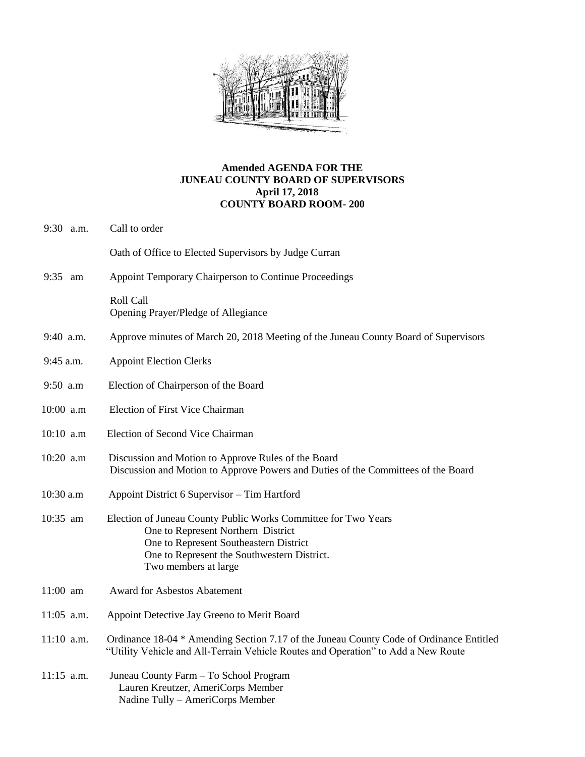**Amended AGENDA FOR THE**
**JUNEAU COUNTY BOARD OF SUPERVISORS**
**April 17, 2018**
**COUNTY BOARD ROOM- 200**

9:30 a.m. Call to order

Oath of Office to Elected Supervisors by Judge Curran

9:35 am Appoint Temporary Chairperson to Continue Proceedings

Roll Call
Opening Prayer/Pledge of Allegiance

9:40 a.m. Approve minutes of March 20, 2018 Meeting of the Juneau County Board of Supervisors

9:45 a.m. Appoint Election Clerks

9:50 a.m Election of Chairperson of the Board

10:00 a.m Election of First Vice Chairman

10:10 a.m Election of Second Vice Chairman

10:20 a.m Discussion and Motion to Approve Rules of the Board
Discussion and Motion to Approve Powers and Duties of the Committees of the Board

10:30 a.m Appoint District 6 Supervisor – Tim Hartford

10:35 am Election of Juneau County Public Works Committee for Two Years
- One to Represent Northern District
- One to Represent Southeastern District
- One to Represent the Southwestern District.
- Two members at large

11:00 am Award for Asbestos Abatement

11:05 a.m. Appoint Detective Jay Greeno to Merit Board

11:10 a.m. Ordinance 18-04 * Amending Section 7.17 of the Juneau County Code of Ordinance Entitled "Utility Vehicle and All-Terrain Vehicle Routes and Operation" to Add a New Route

11:15 a.m. Juneau County Farm – To School Program
Lauren Kreutzer, AmeriCorps Member
Nadine Tully – AmeriCorps Member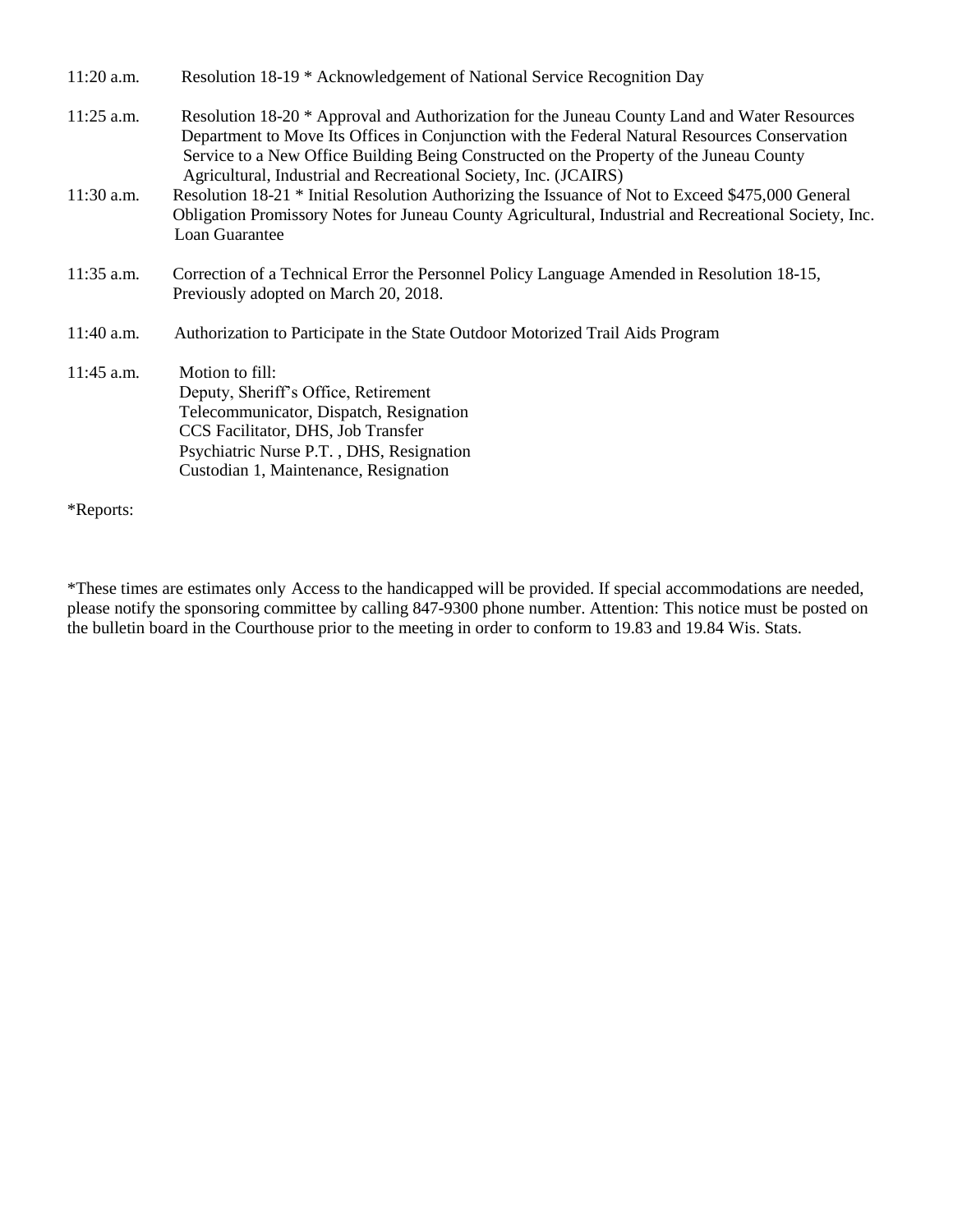11:20 a.m. Resolution 18-19 * Acknowledgement of National Service Recognition Day

11:25 a.m. Resolution 18-20 * Approval and Authorization for the Juneau County Land and Water Resources Department to Move Its Offices in Conjunction with the Federal Natural Resources Conservation Service to a New Office Building Being Constructed on the Property of the Juneau County Agricultural, Industrial and Recreational Society, Inc. (JCAIRS)

11:30 a.m. Resolution 18-21 * Initial Resolution Authorizing the Issuance of Not to Exceed $475,000 General Obligation Promissory Notes for Juneau County Agricultural, Industrial and Recreational Society, Inc. Loan Guarantee

11:35 a.m. Correction of a Technical Error the Personnel Policy Language Amended in Resolution 18-15, Previously adopted on March 20, 2018.

11:40 a.m. Authorization to Participate in the State Outdoor Motorized Trail Aids Program

11:45 a.m. Motion to fill:
Deputy, Sheriff's Office, Retirement
Telecommunicator, Dispatch, Resignation
CCS Facilitator, DHS, Job Transfer
Psychiatric Nurse P.T. , DHS, Resignation
Custodian 1, Maintenance, Resignation

*Reports:

*These times are estimates only Access to the handicapped will be provided. If special accommodations are needed, please notify the sponsoring committee by calling 847-9300 phone number. Attention: This notice must be posted on the bulletin board in the Courthouse prior to the meeting in order to conform to 19.83 and 19.84 Wis. Stats.